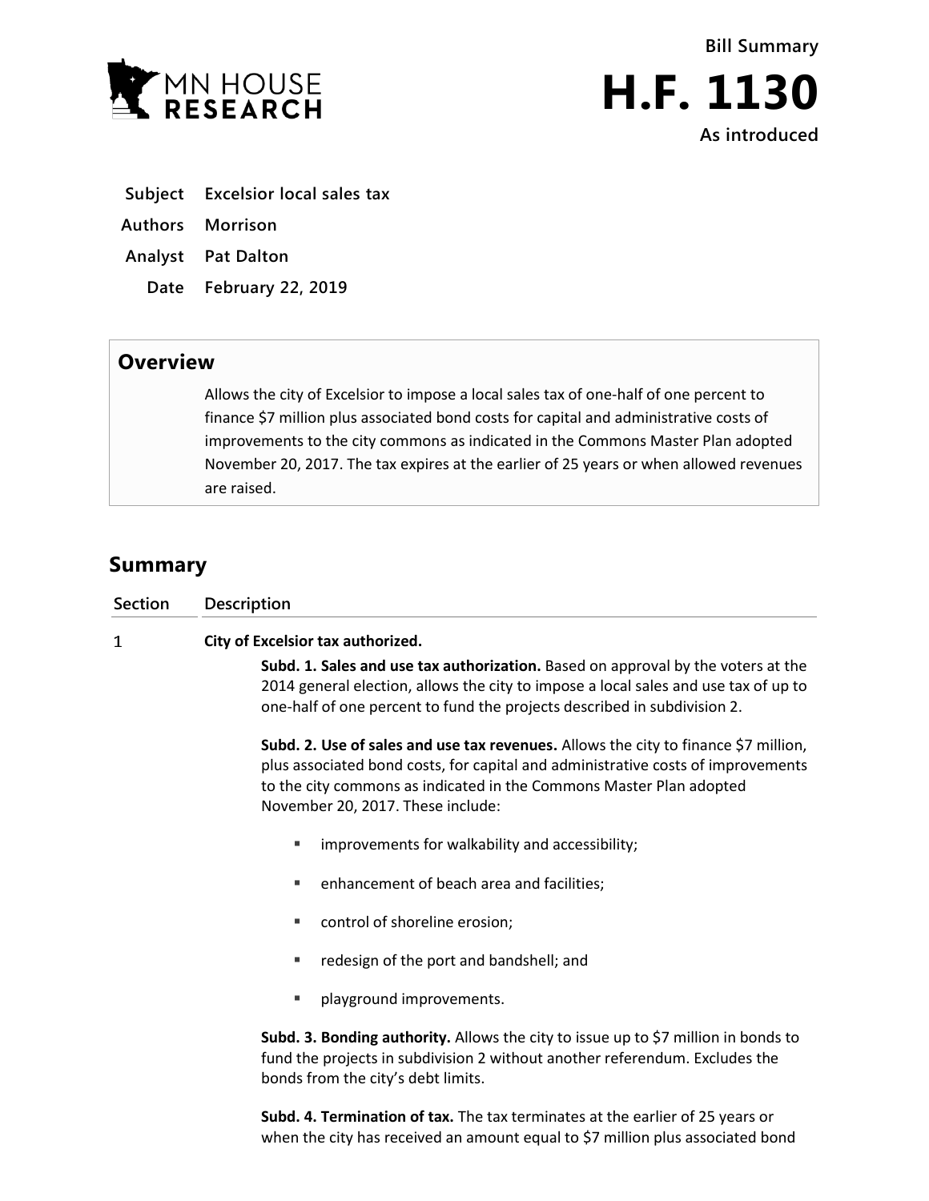MN HOUSE RESEARCH

**Bill Summary**

# H.F. 1130

**As introduced**

**Subject** Excelsior local sales tax

**Authors** Morrison

**Analyst** Pat Dalton

**Date** February 22, 2019

## Overview

Allows the city of Excelsior to impose a local sales tax of one-half of one percent to finance $7 million plus associated bond costs for capital and administrative costs of improvements to the city commons as indicated in the Commons Master Plan adopted November 20, 2017. The tax expires at the earlier of 25 years or when allowed revenues are raised.

## Summary

| Section | Description |
|---|---|

**1** **City of Excelsior tax authorized.**

**Subd. 1. Sales and use tax authorization.** Based on approval by the voters at the 2014 general election, allows the city to impose a local sales and use tax of up to one-half of one percent to fund the projects described in subdivision 2.

**Subd. 2. Use of sales and use tax revenues.** Allows the city to finance $7 million, plus associated bond costs, for capital and administrative costs of improvements to the city commons as indicated in the Commons Master Plan adopted November 20, 2017. These include:

- improvements for walkability and accessibility;
- enhancement of beach area and facilities;
- control of shoreline erosion;
- redesign of the port and bandshell; and
- playground improvements.

**Subd. 3. Bonding authority.** Allows the city to issue up to $7 million in bonds to fund the projects in subdivision 2 without another referendum. Excludes the bonds from the city's debt limits.

**Subd. 4. Termination of tax.** The tax terminates at the earlier of 25 years or when the city has received an amount equal to $7 million plus associated bond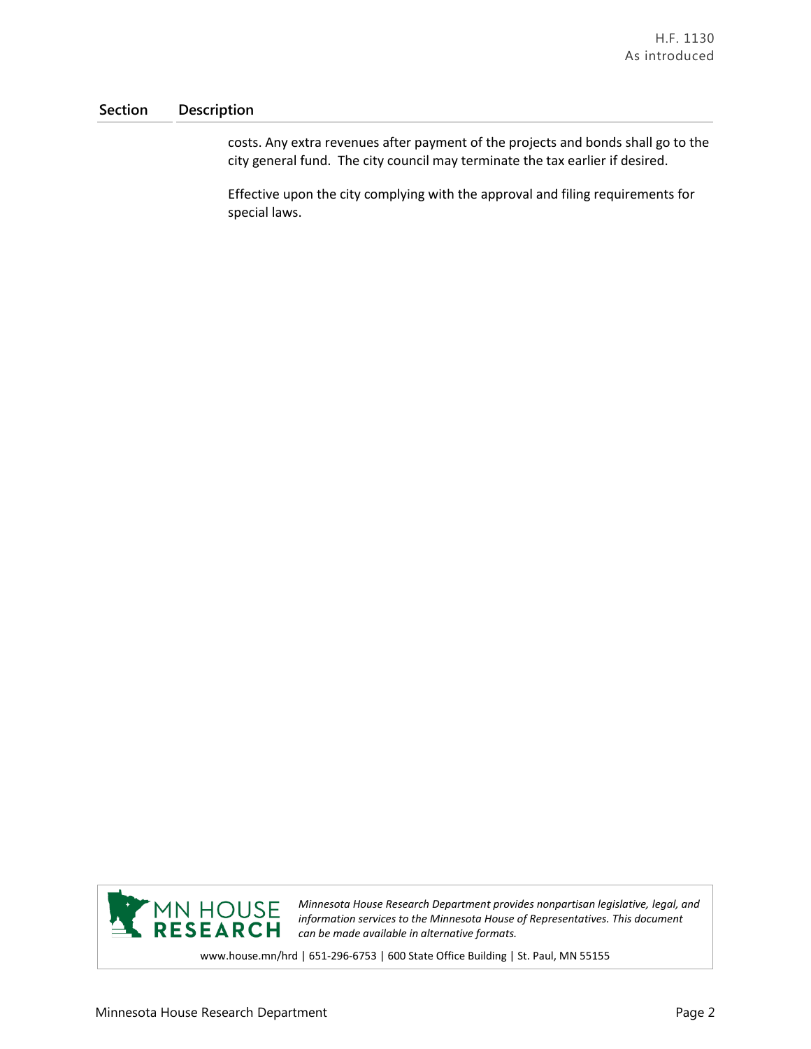| Section | Description |
|---|---|
| | costs. Any extra revenues after payment of the projects and bonds shall go to the city general fund. The city council may terminate the tax earlier if desired.<br><br>Effective upon the city complying with the approval and filing requirements for special laws. |

*Minnesota House Research Department provides nonpartisan legislative, legal, and information services to the Minnesota House of Representatives. This document can be made available in alternative formats.*

www.house.mn/hrd | 651-296-6753 | 600 State Office Building | St. Paul, MN 55155